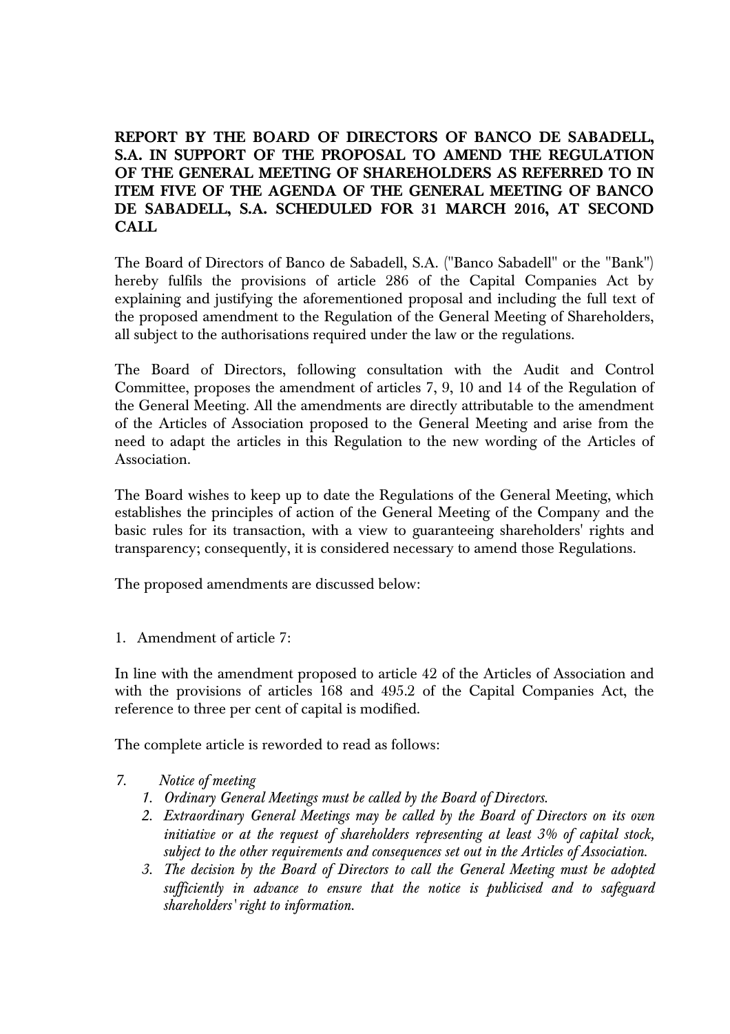**REPORT BY THE BOARD OF DIRECTORS OF BANCO DE SABADELL, S.A. IN SUPPORT OF THE PROPOSAL TO AMEND THE REGULATION OF THE GENERAL MEETING OF SHAREHOLDERS AS REFERRED TO IN ITEM FIVE OF THE AGENDA OF THE GENERAL MEETING OF BANCO DE SABADELL, S.A. SCHEDULED FOR 31 MARCH 2016, AT SECOND CALL**

The Board of Directors of Banco de Sabadell, S.A. ("Banco Sabadell" or the "Bank") hereby fulfils the provisions of article 286 of the Capital Companies Act by explaining and justifying the aforementioned proposal and including the full text of the proposed amendment to the Regulation of the General Meeting of Shareholders, all subject to the authorisations required under the law or the regulations.

The Board of Directors, following consultation with the Audit and Control Committee, proposes the amendment of articles 7, 9, 10 and 14 of the Regulation of the General Meeting. All the amendments are directly attributable to the amendment of the Articles of Association proposed to the General Meeting and arise from the need to adapt the articles in this Regulation to the new wording of the Articles of Association.

The Board wishes to keep up to date the Regulations of the General Meeting, which establishes the principles of action of the General Meeting of the Company and the basic rules for its transaction, with a view to guaranteeing shareholders' rights and transparency; consequently, it is considered necessary to amend those Regulations.

The proposed amendments are discussed below:

1. Amendment of article 7:

In line with the amendment proposed to article 42 of the Articles of Association and with the provisions of articles 168 and 495.2 of the Capital Companies Act, the reference to three per cent of capital is modified.

The complete article is reworded to read as follows:

*7. Notice of meeting*

1. *Ordinary General Meetings must be called by the Board of Directors.*
2. *Extraordinary General Meetings may be called by the Board of Directors on its own initiative or at the request of shareholders representing at least 3% of capital stock, subject to the other requirements and consequences set out in the Articles of Association.*
3. *The decision by the Board of Directors to call the General Meeting must be adopted sufficiently in advance to ensure that the notice is publicised and to safeguard shareholders' right to information.*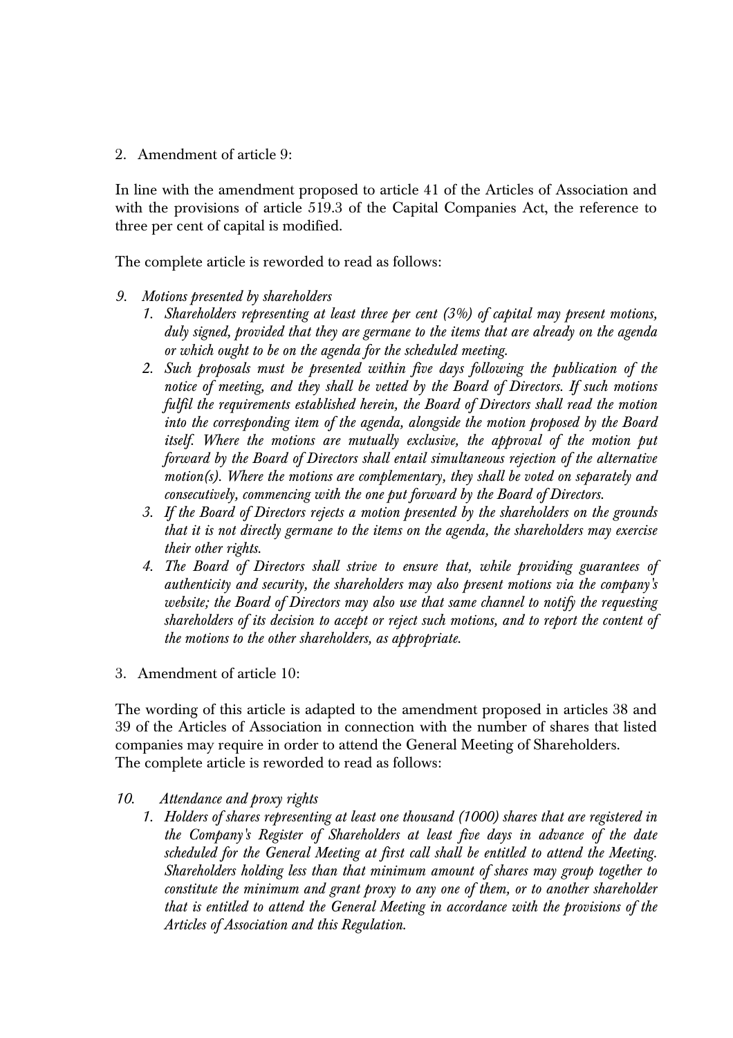2. Amendment of article 9:

In line with the amendment proposed to article 41 of the Articles of Association and with the provisions of article 519.3 of the Capital Companies Act, the reference to three per cent of capital is modified.

The complete article is reworded to read as follows:

*9. Motions presented by shareholders*

1. *Shareholders representing at least three per cent (3%) of capital may present motions, duly signed, provided that they are germane to the items that are already on the agenda or which ought to be on the agenda for the scheduled meeting.*
2. *Such proposals must be presented within five days following the publication of the notice of meeting, and they shall be vetted by the Board of Directors. If such motions fulfil the requirements established herein, the Board of Directors shall read the motion into the corresponding item of the agenda, alongside the motion proposed by the Board itself. Where the motions are mutually exclusive, the approval of the motion put forward by the Board of Directors shall entail simultaneous rejection of the alternative motion(s). Where the motions are complementary, they shall be voted on separately and consecutively, commencing with the one put forward by the Board of Directors.*
3. *If the Board of Directors rejects a motion presented by the shareholders on the grounds that it is not directly germane to the items on the agenda, the shareholders may exercise their other rights.*
4. *The Board of Directors shall strive to ensure that, while providing guarantees of authenticity and security, the shareholders may also present motions via the company's website; the Board of Directors may also use that same channel to notify the requesting shareholders of its decision to accept or reject such motions, and to report the content of the motions to the other shareholders, as appropriate.*

3. Amendment of article 10:

The wording of this article is adapted to the amendment proposed in articles 38 and 39 of the Articles of Association in connection with the number of shares that listed companies may require in order to attend the General Meeting of Shareholders.
The complete article is reworded to read as follows:

*10. Attendance and proxy rights*

1. *Holders of shares representing at least one thousand (1000) shares that are registered in the Company's Register of Shareholders at least five days in advance of the date scheduled for the General Meeting at first call shall be entitled to attend the Meeting. Shareholders holding less than that minimum amount of shares may group together to constitute the minimum and grant proxy to any one of them, or to another shareholder that is entitled to attend the General Meeting in accordance with the provisions of the Articles of Association and this Regulation.*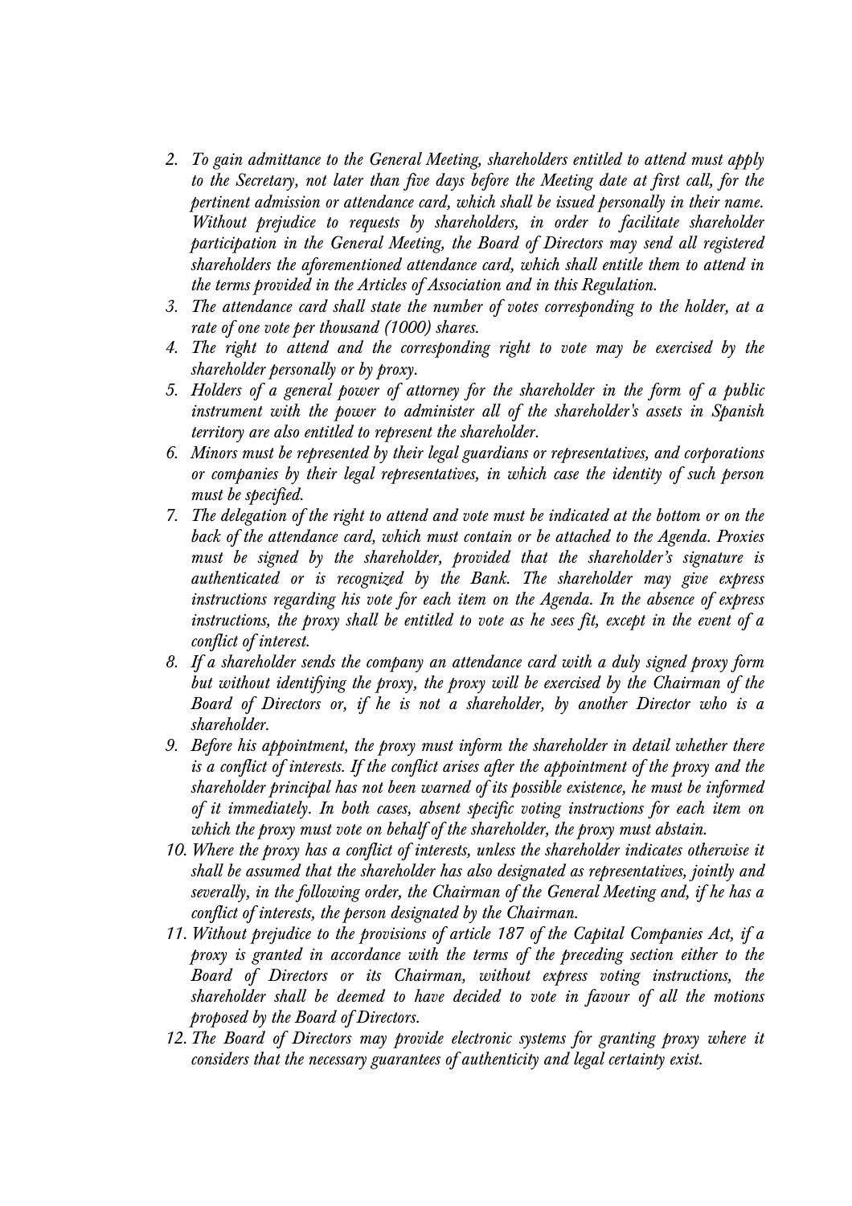2. *To gain admittance to the General Meeting, shareholders entitled to attend must apply to the Secretary, not later than five days before the Meeting date at first call, for the pertinent admission or attendance card, which shall be issued personally in their name. Without prejudice to requests by shareholders, in order to facilitate shareholder participation in the General Meeting, the Board of Directors may send all registered shareholders the aforementioned attendance card, which shall entitle them to attend in the terms provided in the Articles of Association and in this Regulation.*
3. *The attendance card shall state the number of votes corresponding to the holder, at a rate of one vote per thousand (1000) shares.*
4. *The right to attend and the corresponding right to vote may be exercised by the shareholder personally or by proxy.*
5. *Holders of a general power of attorney for the shareholder in the form of a public instrument with the power to administer all of the shareholder's assets in Spanish territory are also entitled to represent the shareholder.*
6. *Minors must be represented by their legal guardians or representatives, and corporations or companies by their legal representatives, in which case the identity of such person must be specified.*
7. *The delegation of the right to attend and vote must be indicated at the bottom or on the back of the attendance card, which must contain or be attached to the Agenda. Proxies must be signed by the shareholder, provided that the shareholder's signature is authenticated or is recognized by the Bank. The shareholder may give express instructions regarding his vote for each item on the Agenda. In the absence of express instructions, the proxy shall be entitled to vote as he sees fit, except in the event of a conflict of interest.*
8. *If a shareholder sends the company an attendance card with a duly signed proxy form but without identifying the proxy, the proxy will be exercised by the Chairman of the Board of Directors or, if he is not a shareholder, by another Director who is a shareholder.*
9. *Before his appointment, the proxy must inform the shareholder in detail whether there is a conflict of interests. If the conflict arises after the appointment of the proxy and the shareholder principal has not been warned of its possible existence, he must be informed of it immediately. In both cases, absent specific voting instructions for each item on which the proxy must vote on behalf of the shareholder, the proxy must abstain.*
10. *Where the proxy has a conflict of interests, unless the shareholder indicates otherwise it shall be assumed that the shareholder has also designated as representatives, jointly and severally, in the following order, the Chairman of the General Meeting and, if he has a conflict of interests, the person designated by the Chairman.*
11. *Without prejudice to the provisions of article 187 of the Capital Companies Act, if a proxy is granted in accordance with the terms of the preceding section either to the Board of Directors or its Chairman, without express voting instructions, the shareholder shall be deemed to have decided to vote in favour of all the motions proposed by the Board of Directors.*
12. *The Board of Directors may provide electronic systems for granting proxy where it considers that the necessary guarantees of authenticity and legal certainty exist.*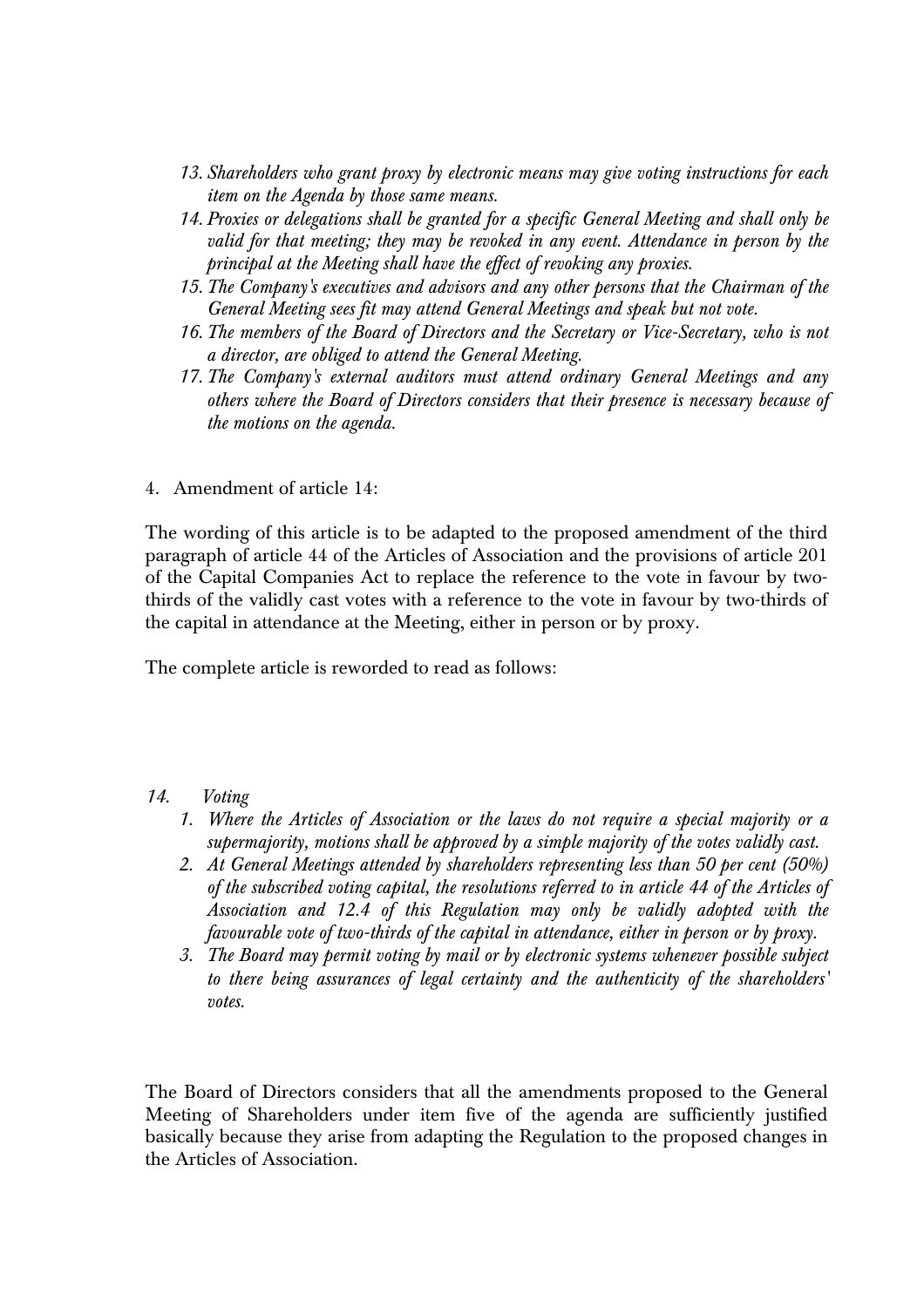13. *Shareholders who grant proxy by electronic means may give voting instructions for each item on the Agenda by those same means.*
14. *Proxies or delegations shall be granted for a specific General Meeting and shall only be valid for that meeting; they may be revoked in any event. Attendance in person by the principal at the Meeting shall have the effect of revoking any proxies.*
15. *The Company's executives and advisors and any other persons that the Chairman of the General Meeting sees fit may attend General Meetings and speak but not vote.*
16. *The members of the Board of Directors and the Secretary or Vice-Secretary, who is not a director, are obliged to attend the General Meeting.*
17. *The Company's external auditors must attend ordinary General Meetings and any others where the Board of Directors considers that their presence is necessary because of the motions on the agenda.*

4. Amendment of article 14:

The wording of this article is to be adapted to the proposed amendment of the third paragraph of article 44 of the Articles of Association and the provisions of article 201 of the Capital Companies Act to replace the reference to the vote in favour by two-thirds of the validly cast votes with a reference to the vote in favour by two-thirds of the capital in attendance at the Meeting, either in person or by proxy.

The complete article is reworded to read as follows:

*14. Voting*

1. *Where the Articles of Association or the laws do not require a special majority or a supermajority, motions shall be approved by a simple majority of the votes validly cast.*
2. *At General Meetings attended by shareholders representing less than 50 per cent (50%) of the subscribed voting capital, the resolutions referred to in article 44 of the Articles of Association and 12.4 of this Regulation may only be validly adopted with the favourable vote of two-thirds of the capital in attendance, either in person or by proxy.*
3. *The Board may permit voting by mail or by electronic systems whenever possible subject to there being assurances of legal certainty and the authenticity of the shareholders' votes.*

The Board of Directors considers that all the amendments proposed to the General Meeting of Shareholders under item five of the agenda are sufficiently justified basically because they arise from adapting the Regulation to the proposed changes in the Articles of Association.